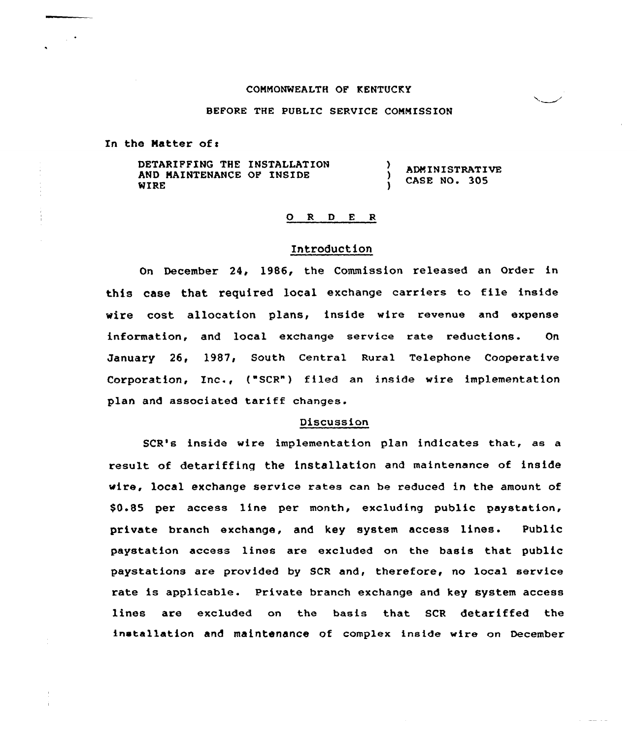COMMONWEALTH OF KENTUCKY

BEFORE THE PUBLIC SERVICE COMMISSION

In the Matter of:

| | | |
|---|---|---|
| DETARIFFING THE INSTALLATION AND MAINTENANCE OF INSIDE WIRE | ) ) ) | ADMINISTRATIVE CASE NO. 305 |

<u>O R D E R</u>

<u>Introduction</u>

On December 24, 1986, the Commission released an Order in this case that required local exchange carriers to file inside wire cost allocation plans, inside wire revenue and expense information, and local exchange service rate reductions. On January 26, 1987, South Central Rural Telephone Cooperative Corporation, Inc., ("SCR") filed an inside wire implementation plan and associated tariff changes.

<u>Discussion</u>

SCR's inside wire implementation plan indicates that, as a result of detariffing the installation and maintenance of inside wire, local exchange service rates can be reduced in the amount of $0.85 per access line per month, excluding public paystation, private branch exchange, and key system access lines. Public paystation access lines are excluded on the basis that public paystations are provided by SCR and, therefore, no local service rate is applicable. Private branch exchange and key system access lines are excluded on the basis that SCR detariffed the installation and maintenance of complex inside wire on December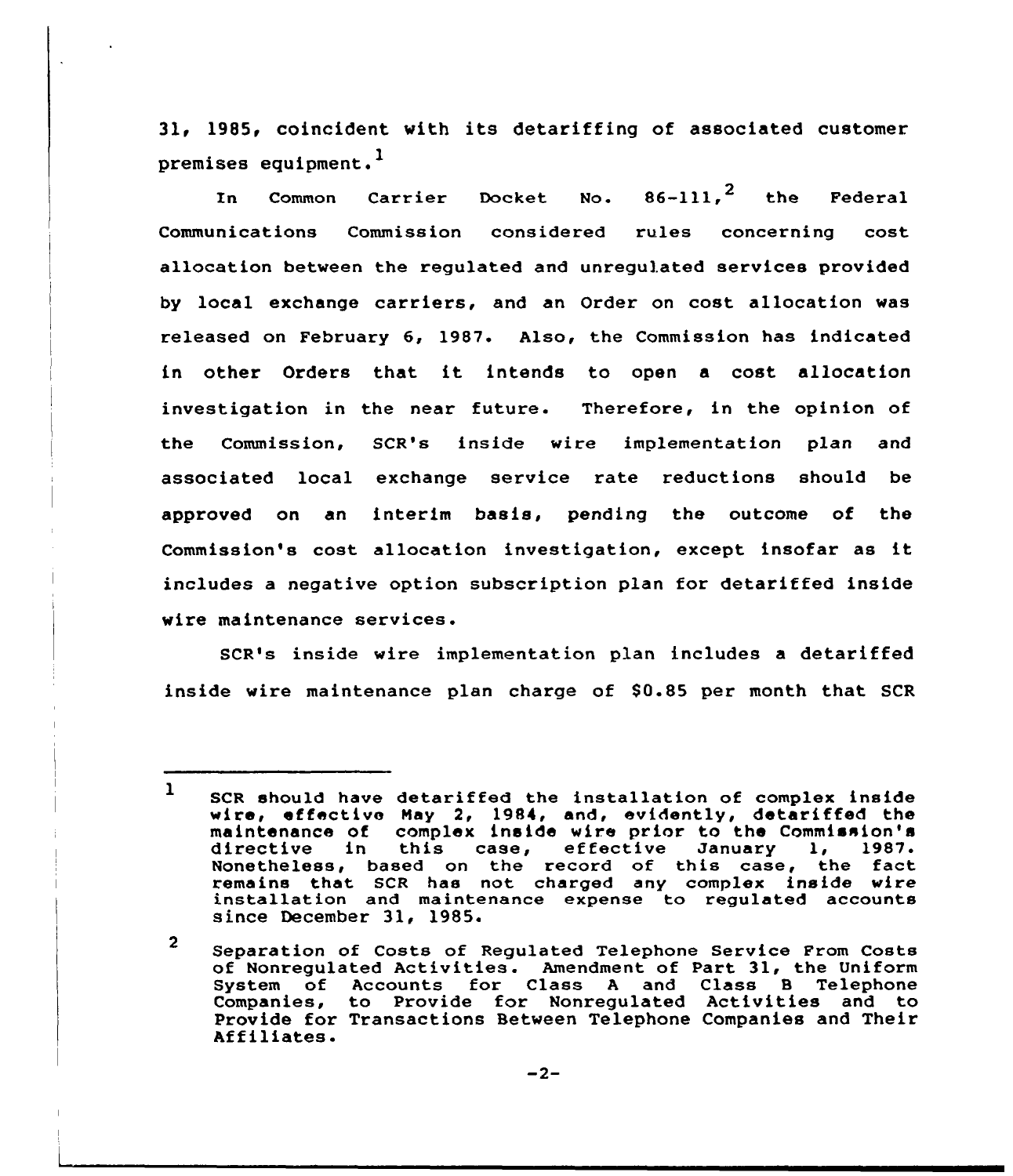31, 1985, coincident with its detariffing of associated customer premises equipment.[1]

In Common Carrier Docket No. 86-111,[2] the Federal Communications Commission considered rules concerning cost allocation between the regulated and unregulated services provided by local exchange carriers, and an Order on cost allocation was released on February 6, 1987. Also, the Commission has indicated in other Orders that it intends to open a cost allocation investigation in the near future. Therefore, in the opinion of the Commission, SCR's inside wire implementation plan and associated local exchange service rate reductions should be approved on an interim basis, pending the outcome of the Commission's cost allocation investigation, except insofar as it includes a negative option subscription plan for detariffed inside wire maintenance services.

SCR's inside wire implementation plan includes a detariffed inside wire maintenance plan charge of $0.85 per month that SCR

---

[1] SCR should have detariffed the installation of complex inside wire, effective May 2, 1984, and, evidently, detariffed the maintenance of complex inside wire prior to the Commission's directive in this case, effective January 1, 1987. Nonetheless, based on the record of this case, the fact remains that SCR has not charged any complex inside wire installation and maintenance expense to regulated accounts since December 31, 1985.

[2] Separation of Costs of Regulated Telephone Service From Costs of Nonregulated Activities. Amendment of Part 31, the Uniform System of Accounts for Class A and Class B Telephone Companies, to Provide for Nonregulated Activities and to Provide for Transactions Between Telephone Companies and Their Affiliates.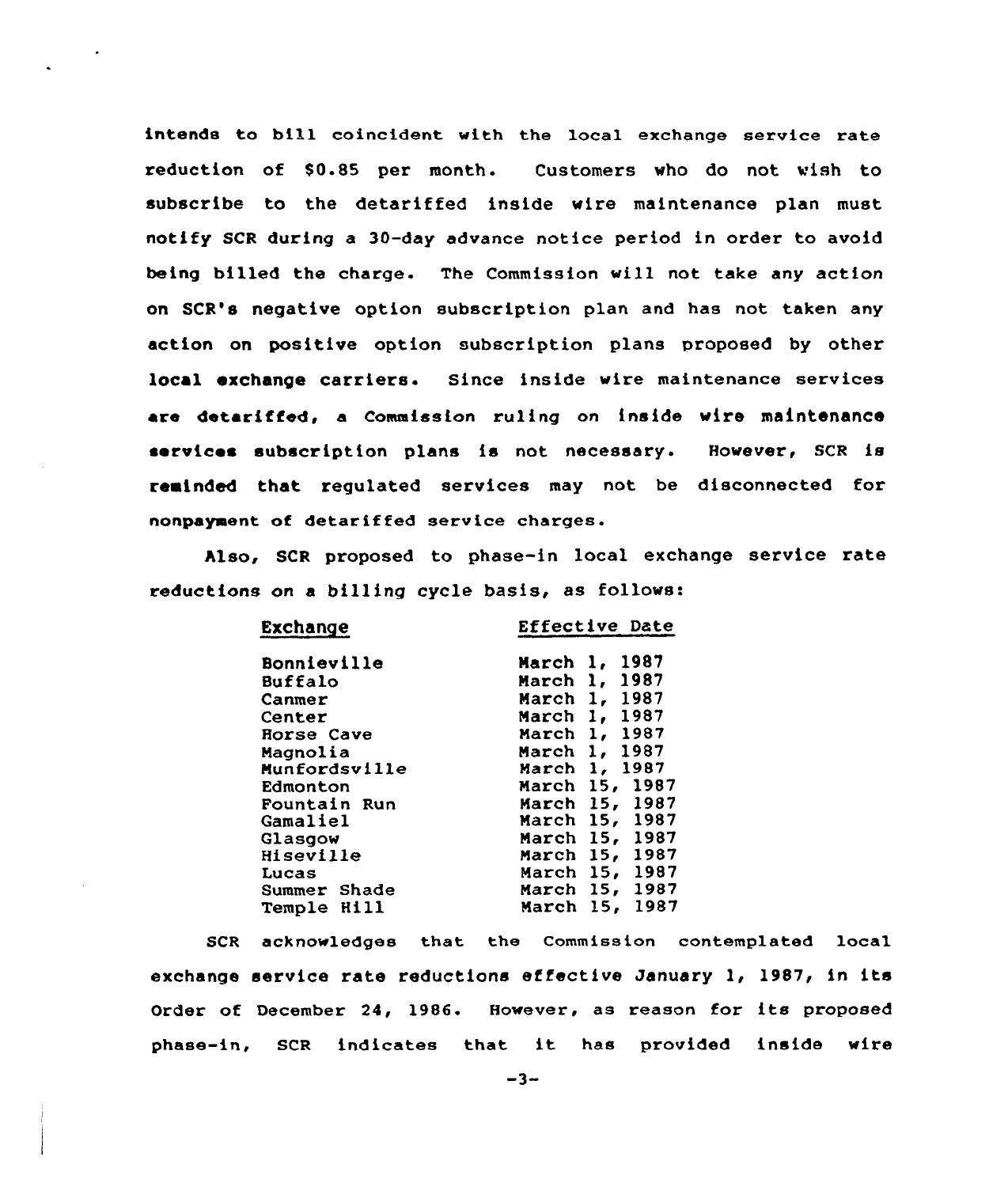intends to bill coincident with the local exchange service rate reduction of $0.85 per month. Customers who do not wish to subscribe to the detariffed inside wire maintenance plan must notify SCR during a 30-day advance notice period in order to avoid being billed the charge. The Commission will not take any action on SCR's negative option subscription plan and has not taken any action on positive option subscription plans proposed by other local exchange carriers. Since inside wire maintenance services are detariffed, a Commission ruling on inside wire maintenance services subscription plans is not necessary. However, SCR is reminded that regulated services may not be disconnected for nonpayment of detariffed service charges.

Also, SCR proposed to phase-in local exchange service rate reductions on a billing cycle basis, as follows:

| Exchange | Effective Date |
|---|---|
| Bonnieville | March 1, 1987 |
| Buffalo | March 1, 1987 |
| Canmer | March 1, 1987 |
| Center | March 1, 1987 |
| Horse Cave | March 1, 1987 |
| Magnolia | March 1, 1987 |
| Munfordsville | March 1, 1987 |
| Edmonton | March 15, 1987 |
| Fountain Run | March 15, 1987 |
| Gamaliel | March 15, 1987 |
| Glasgow | March 15, 1987 |
| Hiseville | March 15, 1987 |
| Lucas | March 15, 1987 |
| Summer Shade | March 15, 1987 |
| Temple Hill | March 15, 1987 |

SCR acknowledges that the Commission contemplated local exchange service rate reductions effective January 1, 1987, in its Order of December 24, 1986. However, as reason for its proposed phase-in, SCR indicates that it has provided inside wire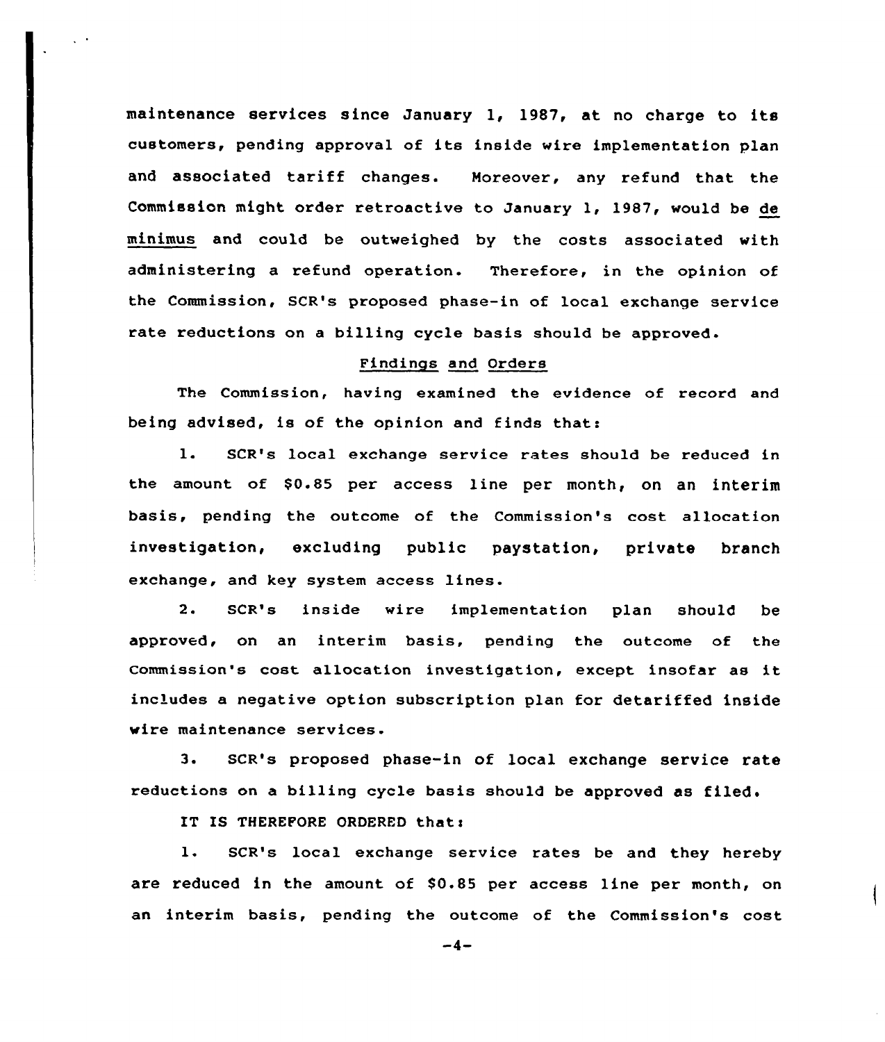maintenance services since January 1, 1987, at no charge to its customers, pending approval of its inside wire implementation plan and associated tariff changes. Moreover, any refund that the Commission might order retroactive to January 1, 1987, would be <u>de minimus</u> and could be outweighed by the costs associated with administering a refund operation. Therefore, in the opinion of the Commission, SCR's proposed phase-in of local exchange service rate reductions on a billing cycle basis should be approved.

## Findings and Orders

The Commission, having examined the evidence of record and being advised, is of the opinion and finds that:

1. SCR's local exchange service rates should be reduced in the amount of $0.85 per access line per month, on an interim basis, pending the outcome of the Commission's cost allocation investigation, excluding public paystation, private branch exchange, and key system access lines.

2. SCR's inside wire implementation plan should be approved, on an interim basis, pending the outcome of the Commission's cost allocation investigation, except insofar as it includes a negative option subscription plan for detariffed inside wire maintenance services.

3. SCR's proposed phase-in of local exchange service rate reductions on a billing cycle basis should be approved as filed.

IT IS THEREFORE ORDERED that:

1. SCR's local exchange service rates be and they hereby are reduced in the amount of $0.85 per access line per month, on an interim basis, pending the outcome of the Commission's cost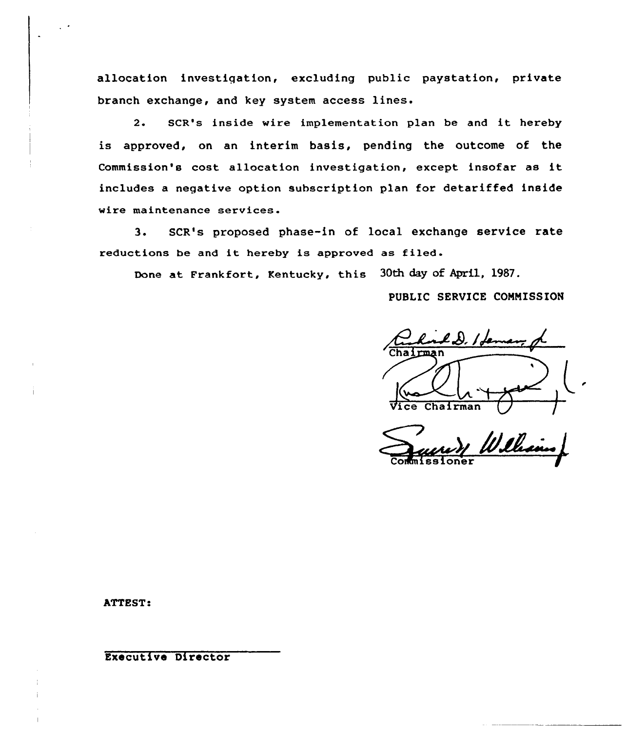allocation investigation, excluding public paystation, private branch exchange, and key system access lines.

2. SCR's inside wire implementation plan be and it hereby is approved, on an interim basis, pending the outcome of the Commission's cost allocation investigation, except insofar as it includes a negative option subscription plan for detariffed inside wire maintenance services.

3. SCR's proposed phase-in of local exchange service rate reductions be and it hereby is approved as filed.

Done at Frankfort, Kentucky, this 30th day of April, 1987.

PUBLIC SERVICE COMMISSION

Chairman

Vice Chairman

Commissioner

ATTEST:

Executive Director